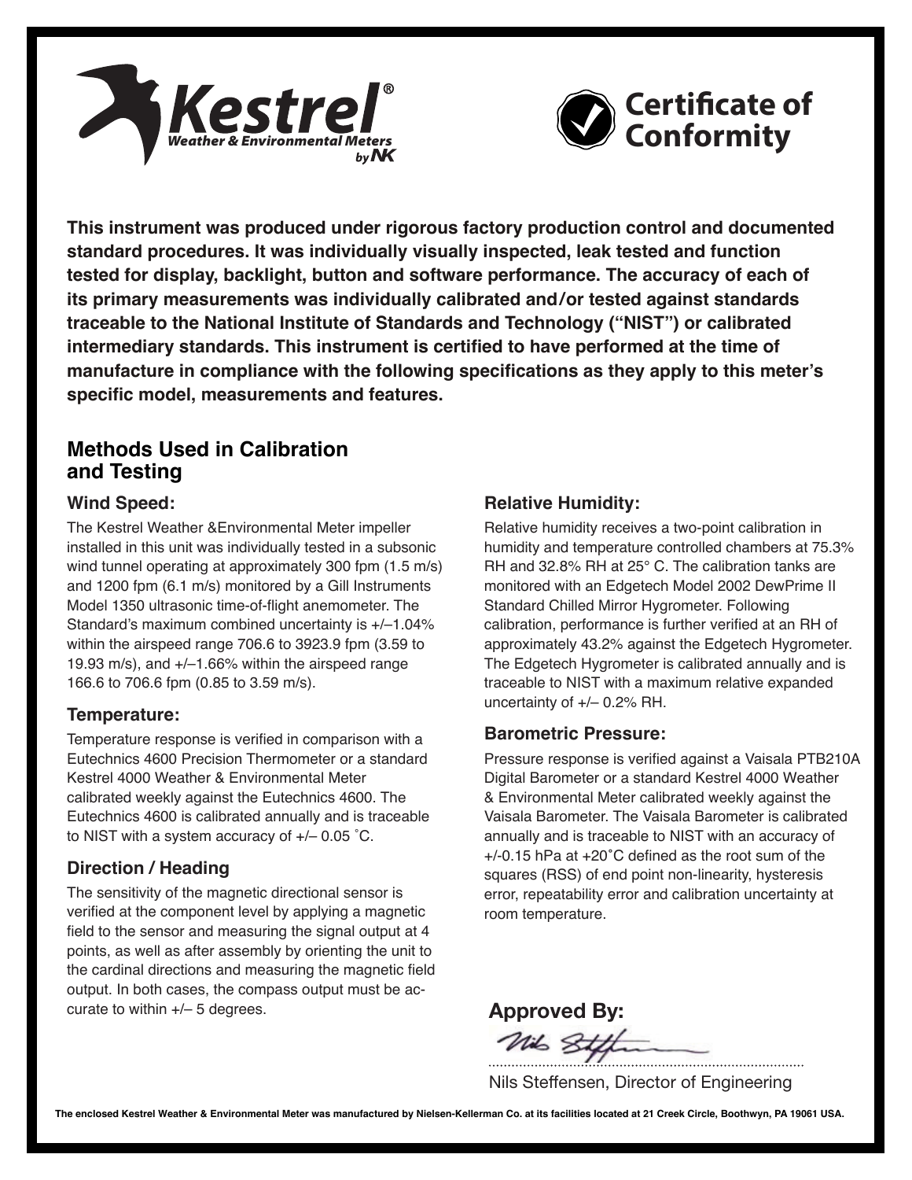Kestrel®
Weather & Environmental Meters
by NK

# Certificate of Conformity

**This instrument was produced under rigorous factory production control and documented standard procedures. It was individually visually inspected, leak tested and function tested for display, backlight, button and software performance. The accuracy of each of its primary measurements was individually calibrated and/or tested against standards traceable to the National Institute of Standards and Technology ("NIST") or calibrated intermediary standards. This instrument is certified to have performed at the time of manufacture in compliance with the following specifications as they apply to this meter's specific model, measurements and features.**

## Methods Used in Calibration and Testing

### Wind Speed:

The Kestrel Weather &Environmental Meter impeller installed in this unit was individually tested in a subsonic wind tunnel operating at approximately 300 fpm (1.5 m/s) and 1200 fpm (6.1 m/s) monitored by a Gill Instruments Model 1350 ultrasonic time-of-flight anemometer. The Standard's maximum combined uncertainty is +/–1.04% within the airspeed range 706.6 to 3923.9 fpm (3.59 to 19.93 m/s), and +/–1.66% within the airspeed range 166.6 to 706.6 fpm (0.85 to 3.59 m/s).

### Temperature:

Temperature response is verified in comparison with a Eutechnics 4600 Precision Thermometer or a standard Kestrel 4000 Weather & Environmental Meter calibrated weekly against the Eutechnics 4600. The Eutechnics 4600 is calibrated annually and is traceable to NIST with a system accuracy of +/– 0.05 ˚C.

### Direction / Heading

The sensitivity of the magnetic directional sensor is verified at the component level by applying a magnetic field to the sensor and measuring the signal output at 4 points, as well as after assembly by orienting the unit to the cardinal directions and measuring the magnetic field output. In both cases, the compass output must be accurate to within +/– 5 degrees.

### Relative Humidity:

Relative humidity receives a two-point calibration in humidity and temperature controlled chambers at 75.3% RH and 32.8% RH at 25° C. The calibration tanks are monitored with an Edgetech Model 2002 DewPrime II Standard Chilled Mirror Hygrometer. Following calibration, performance is further verified at an RH of approximately 43.2% against the Edgetech Hygrometer. The Edgetech Hygrometer is calibrated annually and is traceable to NIST with a maximum relative expanded uncertainty of +/– 0.2% RH.

### Barometric Pressure:

Pressure response is verified against a Vaisala PTB210A Digital Barometer or a standard Kestrel 4000 Weather & Environmental Meter calibrated weekly against the Vaisala Barometer. The Vaisala Barometer is calibrated annually and is traceable to NIST with an accuracy of +/-0.15 hPa at +20˚C defined as the root sum of the squares (RSS) of end point non-linearity, hysteresis error, repeatability error and calibration uncertainty at room temperature.

**Approved By:**

Nils Steffensen, Director of Engineering

**The enclosed Kestrel Weather & Environmental Meter was manufactured by Nielsen-Kellerman Co. at its facilities located at 21 Creek Circle, Boothwyn, PA 19061 USA.**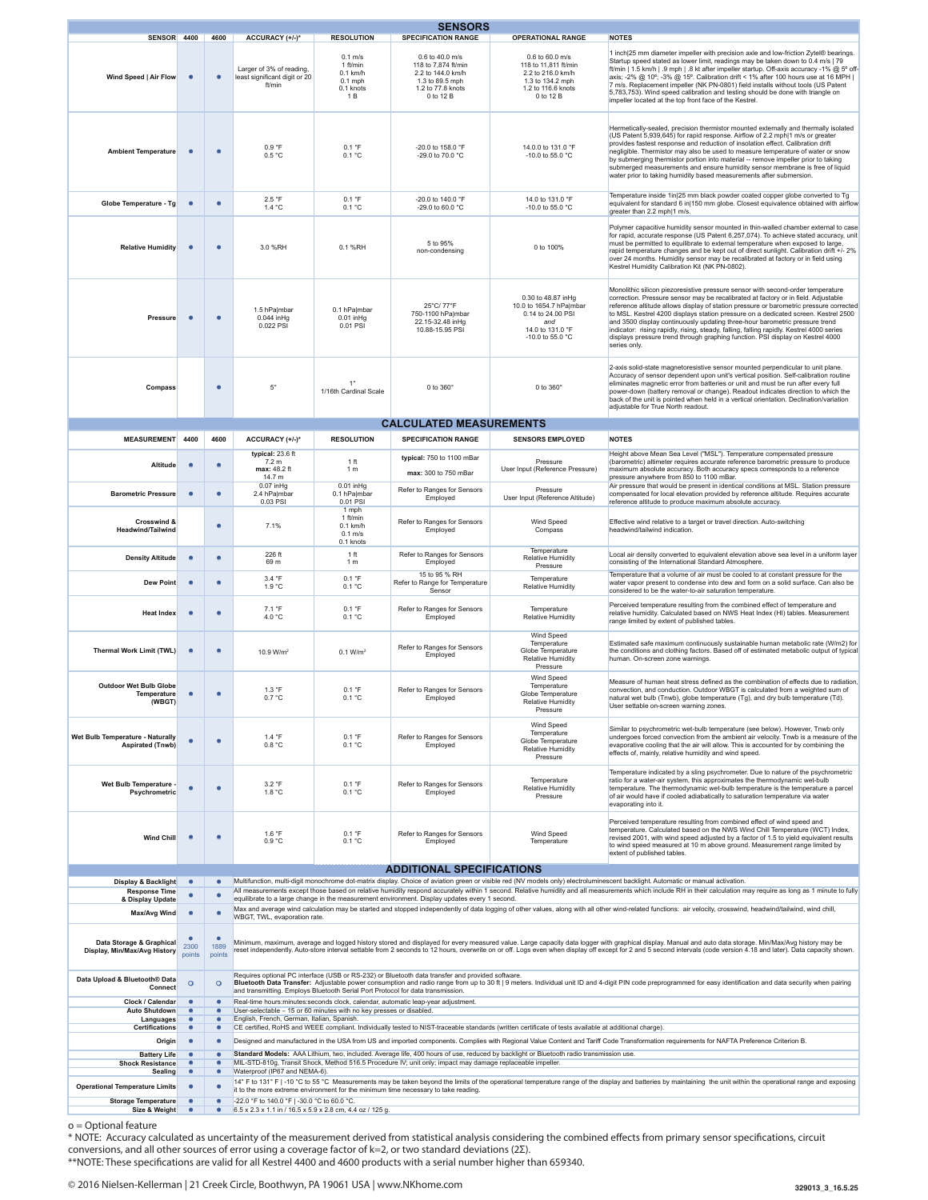## SENSORS

| SENSOR | 4400 | 4600 | ACCURACY (+/-)* | RESOLUTION | SPECIFICATION RANGE | OPERATIONAL RANGE | NOTES |
|---|---|---|---|---|---|---|---|
| Wind Speed \| Air Flow | ● | ● | Larger of 3% of reading, least significant digit or 20 ft/min | 0.1 m/s<br>1 ft/min<br>0.1 km/h<br>0.1 mph<br>0.1 knots<br>1 B | 0.6 to 40.0 m/s<br>118 to 7,874 ft/min<br>2.2 to 144.0 km/h<br>1.3 to 89.5 mph<br>1.2 to 77.8 knots<br>0 to 12 B | 0.6 to 60.0 m/s<br>118 to 11,811 ft/min<br>2.2 to 216.0 km/h<br>1.3 to 134.2 mph<br>1.2 to 116.6 knots<br>0 to 12 B | 1 inch\|25 mm diameter impeller with precision axle and low-friction Zytel® bearings. Startup speed stated as lower limit, readings may be taken down to 0.4 m/s \| 79 ft/min \| 1.5 km/h \| .9 mph \| .8 kt after impeller startup. Off-axis accuracy -1% @ 5º off-axis; -2% @ 10º; -3% @ 15º. Calibration drift < 1% after 100 hours use at 16 MPH \| 7 m/s. Replacement impeller (NK PN-0801) field installs without tools (US Patent 5,783,753). Wind speed calibration and testing should be done with triangle on impeller located at the top front face of the Kestrel. |
| Ambient Temperature | ● | ● | 0.9 °F<br>0.5 °C | 0.1 °F<br>0.1 °C | -20.0 to 158.0 °F<br>-29.0 to 70.0 °C | 14.0.0 to 131.0 °F<br>-10.0 to 55.0 °C | Hermetically-sealed, precision thermistor mounted externally and thermally isolated (US Patent 5,939,645) for rapid response. Airflow of 2.2 mph\|1 m/s or greater provides fastest response and reduction of insolation effect. Calibration drift negligible. Thermistor may also be used to measure temperature of water or snow by submerging thermistor portion into material -- remove impeller prior to taking submerged measurements and ensure humidity sensor membrane is free of liquid water prior to taking humidity based measurements after submersion. |
| Globe Temperature - Tg | ● | ● | 2.5 °F<br>1.4 °C | 0.1 °F<br>0.1 °C | -20.0 to 140.0 °F<br>-29.0 to 60.0 °C | 14.0 to 131.0 °F<br>-10.0 to 55.0 °C | Temperature inside 1in\|25 mm black powder coated copper globe converted to Tg equivalent for standard 6 in\|150 mm globe. Closest equivalence obtained with airflow greater than 2.2 mph\|1 m/s. |
| Relative Humidity | ● | ● | 3.0 %RH | 0.1 %RH | 5 to 95%<br>non-condensing | 0 to 100% | Polymer capacitive humidity sensor mounted in thin-walled chamber external to case for rapid, accurate response (US Patent 6,257,074). To achieve stated accuracy, unit must be permitted to equilibrate to external temperature when exposed to large, rapid temperature changes and be kept out of direct sunlight. Calibration drift +/- 2% over 24 months. Humidity sensor may be recalibrated at factory or in field using Kestrel Humidity Calibration Kit (NK PN-0802). |
| Pressure | ● | ● | 1.5 hPa\|mbar<br>0.044 inHg<br>0.022 PSI | 0.1 hPa\|mbar<br>0.01 inHg<br>0.01 PSI | 25°C/ 77°F<br>750-1100 hPa\|mbar<br>22.15-32.48 inHg<br>10.88-15.95 PSI | 0.30 to 48.87 inHg<br>10.0 to 1654.7 hPa\|mbar<br>0.14 to 24.00 PSI<br>*and*<br>14.0 to 131.0 °F<br>-10.0 to 55.0 °C | Monolithic silicon piezoresistive pressure sensor with second-order temperature correction. Pressure sensor may be recalibrated at factory or in field. Adjustable reference altitude allows display of station pressure or barometric pressure corrected to MSL. Kestrel 4200 displays station pressure on a dedicated screen. Kestrel 2500 and 3500 display continuously updating three-hour barometric pressure trend indicator: rising rapidly, rising, steady, falling, falling rapidly. Kestrel 4000 series displays pressure trend through graphing function. PSI display on Kestrel 4000 series only. |
| Compass | | ● | 5° | 1°<br>1/16th Cardinal Scale | 0 to 360° | 0 to 360° | 2-axis solid-state magnetoresistive sensor mounted perpendicular to unit plane. Accuracy of sensor dependent upon unit's vertical position. Self-calibration routine eliminates magnetic error from batteries or unit and must be run after every full power-down (battery removal or change). Readout indicates direction to which the back of the unit is pointed when held in a vertical orientation. Declination/variation adjustable for True North readout. |

## CALCULATED MEASUREMENTS

| MEASUREMENT | 4400 | 4600 | ACCURACY (+/-)* | RESOLUTION | SPECIFICATION RANGE | SENSORS EMPLOYED | NOTES |
|---|---|---|---|---|---|---|---|
| Altitude | ● | ● | **typical:** 23.6 ft<br>7.2 m<br>**max:** 48.2 ft<br>14.7 m | 1 ft<br>1 m | **typical:** 750 to 1100 mBar<br>**max:** 300 to 750 mBar | Pressure<br>User Input (Reference Pressure) | Height above Mean Sea Level ("MSL"). Temperature compensated pressure (barometric) altimeter requires accurate reference barometric pressure to produce maximum absolute accuracy. Both accuracy specs corresponds to a reference pressure anywhere from 850 to 1100 mBar. |
| Barometric Pressure | ● | ● | 0.07 inHg<br>2.4 hPa\|mbar<br>0.03 PSI | 0.01 inHg<br>0.1 hPa\|mbar<br>0.01 PSI | Refer to Ranges for Sensors Employed | Pressure<br>User Input (Reference Altitude) | Air pressure that would be present in identical conditions at MSL. Station pressure compensated for local elevation provided by reference altitude. Requires accurate reference altitude to produce maximum absolute accuracy. |
| Crosswind & Headwind/Tailwind | | ● | 7.1% | 1 mph<br>1 ft/min<br>0.1 km/h<br>0.1 m/s<br>0.1 knots | Refer to Ranges for Sensors Employed | Wind Speed<br>Compass | Effective wind relative to a target or travel direction. Auto-switching headwind/tailwind indication. |
| Density Altitude | ● | ● | 226 ft<br>69 m | 1 ft<br>1 m | Refer to Ranges for Sensors Employed | Temperature<br>Relative Humidity<br>Pressure | Local air density converted to equivalent elevation above sea level in a uniform layer consisting of the International Standard Atmosphere. |
| Dew Point | ● | ● | 3.4 °F<br>1.9 °C | 0.1 °F<br>0.1 °C | 15 to 95 % RH<br>Refer to Range for Temperature Sensor | Temperature<br>Relative Humidity | Temperature that a volume of air must be cooled to at constant pressure for the water vapor present to condense into dew and form on a solid surface. Can also be considered to be the water-to-air saturation temperature. |
| Heat Index | ● | ● | 7.1 °F<br>4.0 °C | 0.1 °F<br>0.1 °C | Refer to Ranges for Sensors Employed | Temperature<br>Relative Humidity | Perceived temperature resulting from the combined effect of temperature and relative humidity. Calculated based on NWS Heat Index (HI) tables. Measurement range limited by extent of published tables. |
| Thermal Work Limit (TWL) | ● | ● | 10.9 W/m² | 0.1 W/m² | Refer to Ranges for Sensors Employed | Wind Speed<br>Temperature<br>Globe Temperature<br>Relative Humidity<br>Pressure | Estimated safe maximum continuously sustainable human metabolic rate (W/m2) for the conditions and clothing factors. Based off of estimated metabolic output of typical human. On-screen zone warnings. |
| Outdoor Wet Bulb Globe Temperature (WBGT) | ● | ● | 1.3 °F<br>0.7 °C | 0.1 °F<br>0.1 °C | Refer to Ranges for Sensors Employed | Wind Speed<br>Temperature<br>Globe Temperature<br>Relative Humidity<br>Pressure | Measure of human heat stress defined as the combination of effects due to radiation, convection, and conduction. Outdoor WBGT is calculated from a weighted sum of natural wet bulb (Tnwb), globe temperature (Tg), and dry bulb temperature (Td). User settable on-screen warning zones. |
| Wet Bulb Temperature - Naturally Aspirated (Tnwb) | ● | ● | 1.4 °F<br>0.8 °C | 0.1 °F<br>0.1 °C | Refer to Ranges for Sensors Employed | Wind Speed<br>Temperature<br>Globe Temperature<br>Relative Humidity<br>Pressure | Similar to psychrometric wet-bulb temperature (see below). However, Tnwb only undergoes forced convection from the ambient air velocity. Tnwb is a measure of the evaporative cooling that the air will allow. This is accounted for by combining the effects of, mainly, relative humidity and wind speed. |
| Wet Bulb Temperature - Psychrometric | ● | ● | 3.2 °F<br>1.8 °C | 0.1 °F<br>0.1 °C | Refer to Ranges for Sensors Employed | Temperature<br>Relative Humidity<br>Pressure | Temperature indicated by a sling psychrometer. Due to nature of the psychrometric ratio for a water-air system, this approximates the thermodynamic wet-bulb temperature. The thermodynamic wet-bulb temperature is the temperature a parcel of air would have if cooled adiabatically to saturation temperature via water evaporating into it. |
| Wind Chill | ● | ● | 1.6 °F<br>0.9 °C | 0.1 °F<br>0.1 °C | Refer to Ranges for Sensors Employed | Wind Speed<br>Temperature | Perceived temperature resulting from combined effect of wind speed and temperature. Calculated based on the NWS Wind Chill Temperature (WCT) Index, revised 2001, with wind speed adjusted by a factor of 1.5 to yield equivalent results to wind speed measured at 10 m above ground. Measurement range limited by extent of published tables. |

## ADDITIONAL SPECIFICATIONS

| | 4400 | 4600 | |
|---|---|---|---|
| Display & Backlight | ● | ● | Multifunction, multi-digit monochrome dot-matrix display. Choice of aviation green or visible red (NV models only) electroluminescent backlight. Automatic or manual activation. |
| Response Time & Display Update | ● | ● | All measurements except those based on relative humidity respond accurately within 1 second. Relative humidity and all measurements which include RH in their calculation may require as long as 1 minute to fully equilibrate to a large change in the measurement environment. Display updates every 1 second. |
| Max/Avg Wind | ● | ● | Max and average wind calculation may be started and stopped independently of data logging of other values, along with all other wind-related functions: air velocity, crosswind, headwind/tailwind, wind chill, WBGT, TWL, evaporation rate. |
| Data Storage & Graphical Display, Min/Max/Avg History | ●<br>2300 points | ●<br>1889 points | Minimum, maximum, average and logged history stored and displayed for every measured value. Large capacity data logger with graphical display. Manual and auto data storage. Min/Max/Avg history may be reset independently. Auto-store interval settable from 2 seconds to 12 hours, overwrite on or off. Logs even when display off except for 2 and 5 second intervals (code version 4.18 and later). Data capacity shown. |
| Data Upload & Bluetooth® Data Connect | ○ | ○ | Requires optional PC interface (USB or RS-232) or Bluetooth data transfer and provided software.<br>**Bluetooth Data Transfer:** Adjustable power consumption and radio range from up to 30 ft \| 9 meters. Individual unit ID and 4-digit PIN code preprogrammed for easy identification and data security when pairing and transmitting. Employs Bluetooth Serial Port Protocol for data transmission. |
| Clock / Calendar | ● | ● | Real-time hours:minutes:seconds clock, calendar, automatic leap-year adjustment. |
| Auto Shutdown | ● | ● | User-selectable – 15 or 60 minutes with no key presses or disabled. |
| Languages | ● | ● | English, French, German, Italian, Spanish. |
| Certifications | ● | ● | CE certified, RoHS and WEEE compliant. Individually tested to NIST-traceable standards (written certificate of tests available at additional charge). |
| Origin | ● | ● | Designed and manufactured in the USA from US and imported components. Complies with Regional Value Content and Tariff Code Transformation requirements for NAFTA Preference Criterion B. |
| Battery Life | ● | ● | **Standard Models:** AAA Lithium, two, included. Average life, 400 hours of use, reduced by backlight or Bluetooth radio transmission use. |
| Shock Resistance | ● | ● | MIL-STD-810g, Transit Shock, Method 516.5 Procedure IV; unit only; impact may damage replaceable impeller. |
| Sealing | ● | ● | Waterproof (IP67 and NEMA-6). |
| Operational Temperature Limits | ● | ● | 14° F to 131° F \| -10 °C to 55 °C Measurements may be taken beyond the limits of the operational temperature range of the display and batteries by maintaining the unit within the operational range and exposing it to the more extreme environment for the minimum time necessary to take reading. |
| Storage Temperature | ● | ● | -22.0 °F to 140.0 °F \| -30.0 °C to 60.0 °C. |
| Size & Weight | ● | ● | 6.5 x 2.3 x 1.1 in / 16.5 x 5.9 x 2.8 cm, 4.4 oz / 125 g. |

o = Optional feature

* NOTE: Accuracy calculated as uncertainty of the measurement derived from statistical analysis considering the combined effects from primary sensor specifications, circuit conversions, and all other sources of error using a coverage factor of k=2, or two standard deviations (2Σ).

**NOTE: These specifications are valid for all Kestrel 4400 and 4600 products with a serial number higher than 659340.

© 2016 Nielsen-Kellerman | 21 Creek Circle, Boothwyn, PA 19061 USA | www.NKhome.com

329013_3_16.5.25